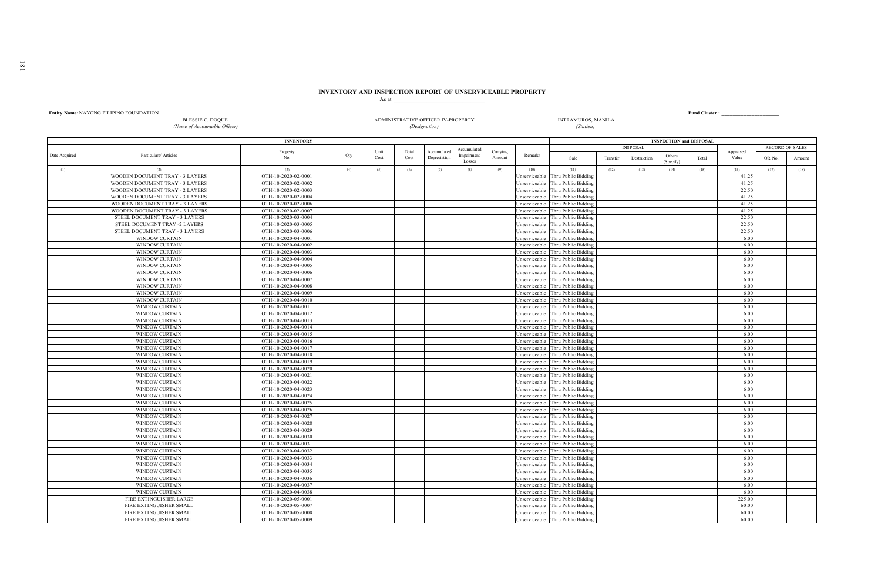# INVENTORY AND INSPECTION REPORT OF UNSERVICEABLE PROPERTY

As at ______________________________

**Entity Name:** NAYONG PILIPINO FOUNDATION

**Fund Cluster :** ______________________

BLESSIE C. DOQUE — *(Name of Accountable Officer)*

ADMINISTRATIVE OFFICER IV-PROPERTY — *(Designation)*

INTRAMUROS, MANILA — *(Station)*

| INVENTORY | | | | | | | | | | INSPECTION and DISPOSAL | | | | | | | |
|---|---|---|---|---|---|---|---|---|---|---|---|---|---|---|---|---|---|
| | | | | | | | | | | DISPOSAL | | | | | | RECORD OF SALES | |
| Date Acquired | Particulars/ Articles | Property No. | Qty | Unit Cost | Total Cost | Accumulated Depreciation | Accumulated Impairment Losses | Carrying Amount | Remarks | Sale | Transfer | Destruction | Others (Specify) | Total | Appraised Value | OR No. | Amount |
| (1) | (2) | (3) | (4) | (5) | (6) | (7) | (8) | (9) | (10) | (11) | (12) | (13) | (14) | (15) | (16) | (17) | (18) |
| | WOODEN DOCUMENT TRAY - 3 LAYERS | OTH-10-2020-02-0001 | | | | | | | Unserviceable | Thru Public Bidding | | | | | 41.25 | | |
| | WOODEN DOCUMENT TRAY - 3 LAYERS | OTH-10-2020-02-0002 | | | | | | | Unserviceable | Thru Public Bidding | | | | | 41.25 | | |
| | WOODEN DOCUMENT TRAY - 2 LAYERS | OTH-10-2020-02-0003 | | | | | | | Unserviceable | Thru Public Bidding | | | | | 22.50 | | |
| | WOODEN DOCUMENT TRAY - 3 LAYERS | OTH-10-2020-02-0004 | | | | | | | Unserviceable | Thru Public Bidding | | | | | 41.25 | | |
| | WOODEN DOCUMENT TRAY - 3 LAYERS | OTH-10-2020-02-0006 | | | | | | | Unserviceable | Thru Public Bidding | | | | | 41.25 | | |
| | WOODEN DOCUMENT TRAY - 3 LAYERS | OTH-10-2020-02-0007 | | | | | | | Unserviceable | Thru Public Bidding | | | | | 41.25 | | |
| | STEEL DOCUMENT TRAY - 3 LAYERS | OTH-10-2020-03-0004 | | | | | | | Unserviceable | Thru Public Bidding | | | | | 22.50 | | |
| | STEEL DOCUMENT TRAY -2 LAYERS | OTH-10-2020-03-0005 | | | | | | | Unserviceable | Thru Public Bidding | | | | | 22.50 | | |
| | STEEL DOCUMENT TRAY - 3 LAYERS | OTH-10-2020-03-0006 | | | | | | | Unserviceable | Thru Public Bidding | | | | | 22.50 | | |
| | WINDOW CURTAIN | OTH-10-2020-04-0001 | | | | | | | Unserviceable | Thru Public Bidding | | | | | 6.00 | | |
| | WINDOW CURTAIN | OTH-10-2020-04-0002 | | | | | | | Unserviceable | Thru Public Bidding | | | | | 6.00 | | |
| | WINDOW CURTAIN | OTH-10-2020-04-0003 | | | | | | | Unserviceable | Thru Public Bidding | | | | | 6.00 | | |
| | WINDOW CURTAIN | OTH-10-2020-04-0004 | | | | | | | Unserviceable | Thru Public Bidding | | | | | 6.00 | | |
| | WINDOW CURTAIN | OTH-10-2020-04-0005 | | | | | | | Unserviceable | Thru Public Bidding | | | | | 6.00 | | |
| | WINDOW CURTAIN | OTH-10-2020-04-0006 | | | | | | | Unserviceable | Thru Public Bidding | | | | | 6.00 | | |
| | WINDOW CURTAIN | OTH-10-2020-04-0007 | | | | | | | Unserviceable | Thru Public Bidding | | | | | 6.00 | | |
| | WINDOW CURTAIN | OTH-10-2020-04-0008 | | | | | | | Unserviceable | Thru Public Bidding | | | | | 6.00 | | |
| | WINDOW CURTAIN | OTH-10-2020-04-0009 | | | | | | | Unserviceable | Thru Public Bidding | | | | | 6.00 | | |
| | WINDOW CURTAIN | OTH-10-2020-04-0010 | | | | | | | Unserviceable | Thru Public Bidding | | | | | 6.00 | | |
| | WINDOW CURTAIN | OTH-10-2020-04-0011 | | | | | | | Unserviceable | Thru Public Bidding | | | | | 6.00 | | |
| | WINDOW CURTAIN | OTH-10-2020-04-0012 | | | | | | | Unserviceable | Thru Public Bidding | | | | | 6.00 | | |
| | WINDOW CURTAIN | OTH-10-2020-04-0013 | | | | | | | Unserviceable | Thru Public Bidding | | | | | 6.00 | | |
| | WINDOW CURTAIN | OTH-10-2020-04-0014 | | | | | | | Unserviceable | Thru Public Bidding | | | | | 6.00 | | |
| | WINDOW CURTAIN | OTH-10-2020-04-0015 | | | | | | | Unserviceable | Thru Public Bidding | | | | | 6.00 | | |
| | WINDOW CURTAIN | OTH-10-2020-04-0016 | | | | | | | Unserviceable | Thru Public Bidding | | | | | 6.00 | | |
| | WINDOW CURTAIN | OTH-10-2020-04-0017 | | | | | | | Unserviceable | Thru Public Bidding | | | | | 6.00 | | |
| | WINDOW CURTAIN | OTH-10-2020-04-0018 | | | | | | | Unserviceable | Thru Public Bidding | | | | | 6.00 | | |
| | WINDOW CURTAIN | OTH-10-2020-04-0019 | | | | | | | Unserviceable | Thru Public Bidding | | | | | 6.00 | | |
| | WINDOW CURTAIN | OTH-10-2020-04-0020 | | | | | | | Unserviceable | Thru Public Bidding | | | | | 6.00 | | |
| | WINDOW CURTAIN | OTH-10-2020-04-0021 | | | | | | | Unserviceable | Thru Public Bidding | | | | | 6.00 | | |
| | WINDOW CURTAIN | OTH-10-2020-04-0022 | | | | | | | Unserviceable | Thru Public Bidding | | | | | 6.00 | | |
| | WINDOW CURTAIN | OTH-10-2020-04-0023 | | | | | | | Unserviceable | Thru Public Bidding | | | | | 6.00 | | |
| | WINDOW CURTAIN | OTH-10-2020-04-0024 | | | | | | | Unserviceable | Thru Public Bidding | | | | | 6.00 | | |
| | WINDOW CURTAIN | OTH-10-2020-04-0025 | | | | | | | Unserviceable | Thru Public Bidding | | | | | 6.00 | | |
| | WINDOW CURTAIN | OTH-10-2020-04-0026 | | | | | | | Unserviceable | Thru Public Bidding | | | | | 6.00 | | |
| | WINDOW CURTAIN | OTH-10-2020-04-0027 | | | | | | | Unserviceable | Thru Public Bidding | | | | | 6.00 | | |
| | WINDOW CURTAIN | OTH-10-2020-04-0028 | | | | | | | Unserviceable | Thru Public Bidding | | | | | 6.00 | | |
| | WINDOW CURTAIN | OTH-10-2020-04-0029 | | | | | | | Unserviceable | Thru Public Bidding | | | | | 6.00 | | |
| | WINDOW CURTAIN | OTH-10-2020-04-0030 | | | | | | | Unserviceable | Thru Public Bidding | | | | | 6.00 | | |
| | WINDOW CURTAIN | OTH-10-2020-04-0031 | | | | | | | Unserviceable | Thru Public Bidding | | | | | 6.00 | | |
| | WINDOW CURTAIN | OTH-10-2020-04-0032 | | | | | | | Unserviceable | Thru Public Bidding | | | | | 6.00 | | |
| | WINDOW CURTAIN | OTH-10-2020-04-0033 | | | | | | | Unserviceable | Thru Public Bidding | | | | | 6.00 | | |
| | WINDOW CURTAIN | OTH-10-2020-04-0034 | | | | | | | Unserviceable | Thru Public Bidding | | | | | 6.00 | | |
| | WINDOW CURTAIN | OTH-10-2020-04-0035 | | | | | | | Unserviceable | Thru Public Bidding | | | | | 6.00 | | |
| | WINDOW CURTAIN | OTH-10-2020-04-0036 | | | | | | | Unserviceable | Thru Public Bidding | | | | | 6.00 | | |
| | WINDOW CURTAIN | OTH-10-2020-04-0037 | | | | | | | Unserviceable | Thru Public Bidding | | | | | 6.00 | | |
| | WINDOW CURTAIN | OTH-10-2020-04-0038 | | | | | | | Unserviceable | Thru Public Bidding | | | | | 6.00 | | |
| | FIRE EXTINGUISHER LARGE | OTH-10-2020-05-0001 | | | | | | | Unserviceable | Thru Public Bidding | | | | | 225.00 | | |
| | FIRE EXTINGUISHER SMALL | OTH-10-2020-05-0007 | | | | | | | Unserviceable | Thru Public Bidding | | | | | 60.00 | | |
| | FIRE EXTINGUISHER SMALL | OTH-10-2020-05-0008 | | | | | | | Unserviceable | Thru Public Bidding | | | | | 60.00 | | |
| | FIRE EXTINGUISHER SMALL | OTH-10-2020-05-0009 | | | | | | | Unserviceable | Thru Public Bidding | | | | | 60.00 | | |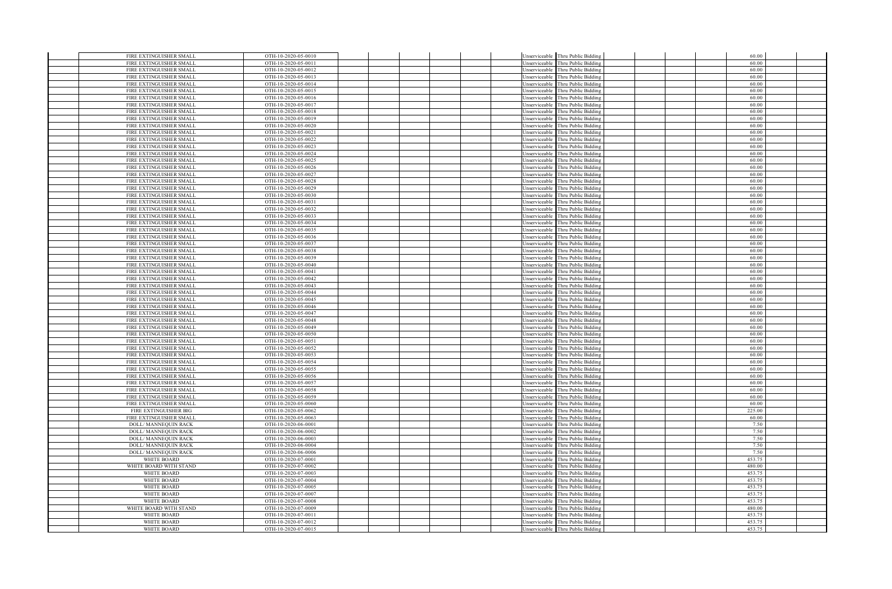| | | | | | | | | | | | | |
|---|---|---|---|---|---|---|---|---|---|---|---|---|
| | FIRE EXTINGUISHER SMALL | OTH-10-2020-05-0010 | | | | | Unserviceable | Thru Public Bidding | | | 60.00 | |
| | FIRE EXTINGUISHER SMALL | OTH-10-2020-05-0011 | | | | | Unserviceable | Thru Public Bidding | | | 60.00 | |
| | FIRE EXTINGUISHER SMALL | OTH-10-2020-05-0012 | | | | | Unserviceable | Thru Public Bidding | | | 60.00 | |
| | FIRE EXTINGUISHER SMALL | OTH-10-2020-05-0013 | | | | | Unserviceable | Thru Public Bidding | | | 60.00 | |
| | FIRE EXTINGUISHER SMALL | OTH-10-2020-05-0014 | | | | | Unserviceable | Thru Public Bidding | | | 60.00 | |
| | FIRE EXTINGUISHER SMALL | OTH-10-2020-05-0015 | | | | | Unserviceable | Thru Public Bidding | | | 60.00 | |
| | FIRE EXTINGUISHER SMALL | OTH-10-2020-05-0016 | | | | | Unserviceable | Thru Public Bidding | | | 60.00 | |
| | FIRE EXTINGUISHER SMALL | OTH-10-2020-05-0017 | | | | | Unserviceable | Thru Public Bidding | | | 60.00 | |
| | FIRE EXTINGUISHER SMALL | OTH-10-2020-05-0018 | | | | | Unserviceable | Thru Public Bidding | | | 60.00 | |
| | FIRE EXTINGUISHER SMALL | OTH-10-2020-05-0019 | | | | | Unserviceable | Thru Public Bidding | | | 60.00 | |
| | FIRE EXTINGUISHER SMALL | OTH-10-2020-05-0020 | | | | | Unserviceable | Thru Public Bidding | | | 60.00 | |
| | FIRE EXTINGUISHER SMALL | OTH-10-2020-05-0021 | | | | | Unserviceable | Thru Public Bidding | | | 60.00 | |
| | FIRE EXTINGUISHER SMALL | OTH-10-2020-05-0022 | | | | | Unserviceable | Thru Public Bidding | | | 60.00 | |
| | FIRE EXTINGUISHER SMALL | OTH-10-2020-05-0023 | | | | | Unserviceable | Thru Public Bidding | | | 60.00 | |
| | FIRE EXTINGUISHER SMALL | OTH-10-2020-05-0024 | | | | | Unserviceable | Thru Public Bidding | | | 60.00 | |
| | FIRE EXTINGUISHER SMALL | OTH-10-2020-05-0025 | | | | | Unserviceable | Thru Public Bidding | | | 60.00 | |
| | FIRE EXTINGUISHER SMALL | OTH-10-2020-05-0026 | | | | | Unserviceable | Thru Public Bidding | | | 60.00 | |
| | FIRE EXTINGUISHER SMALL | OTH-10-2020-05-0027 | | | | | Unserviceable | Thru Public Bidding | | | 60.00 | |
| | FIRE EXTINGUISHER SMALL | OTH-10-2020-05-0028 | | | | | Unserviceable | Thru Public Bidding | | | 60.00 | |
| | FIRE EXTINGUISHER SMALL | OTH-10-2020-05-0029 | | | | | Unserviceable | Thru Public Bidding | | | 60.00 | |
| | FIRE EXTINGUISHER SMALL | OTH-10-2020-05-0030 | | | | | Unserviceable | Thru Public Bidding | | | 60.00 | |
| | FIRE EXTINGUISHER SMALL | OTH-10-2020-05-0031 | | | | | Unserviceable | Thru Public Bidding | | | 60.00 | |
| | FIRE EXTINGUISHER SMALL | OTH-10-2020-05-0032 | | | | | Unserviceable | Thru Public Bidding | | | 60.00 | |
| | FIRE EXTINGUISHER SMALL | OTH-10-2020-05-0033 | | | | | Unserviceable | Thru Public Bidding | | | 60.00 | |
| | FIRE EXTINGUISHER SMALL | OTH-10-2020-05-0034 | | | | | Unserviceable | Thru Public Bidding | | | 60.00 | |
| | FIRE EXTINGUISHER SMALL | OTH-10-2020-05-0035 | | | | | Unserviceable | Thru Public Bidding | | | 60.00 | |
| | FIRE EXTINGUISHER SMALL | OTH-10-2020-05-0036 | | | | | Unserviceable | Thru Public Bidding | | | 60.00 | |
| | FIRE EXTINGUISHER SMALL | OTH-10-2020-05-0037 | | | | | Unserviceable | Thru Public Bidding | | | 60.00 | |
| | FIRE EXTINGUISHER SMALL | OTH-10-2020-05-0038 | | | | | Unserviceable | Thru Public Bidding | | | 60.00 | |
| | FIRE EXTINGUISHER SMALL | OTH-10-2020-05-0039 | | | | | Unserviceable | Thru Public Bidding | | | 60.00 | |
| | FIRE EXTINGUISHER SMALL | OTH-10-2020-05-0040 | | | | | Unserviceable | Thru Public Bidding | | | 60.00 | |
| | FIRE EXTINGUISHER SMALL | OTH-10-2020-05-0041 | | | | | Unserviceable | Thru Public Bidding | | | 60.00 | |
| | FIRE EXTINGUISHER SMALL | OTH-10-2020-05-0042 | | | | | Unserviceable | Thru Public Bidding | | | 60.00 | |
| | FIRE EXTINGUISHER SMALL | OTH-10-2020-05-0043 | | | | | Unserviceable | Thru Public Bidding | | | 60.00 | |
| | FIRE EXTINGUISHER SMALL | OTH-10-2020-05-0044 | | | | | Unserviceable | Thru Public Bidding | | | 60.00 | |
| | FIRE EXTINGUISHER SMALL | OTH-10-2020-05-0045 | | | | | Unserviceable | Thru Public Bidding | | | 60.00 | |
| | FIRE EXTINGUISHER SMALL | OTH-10-2020-05-0046 | | | | | Unserviceable | Thru Public Bidding | | | 60.00 | |
| | FIRE EXTINGUISHER SMALL | OTH-10-2020-05-0047 | | | | | Unserviceable | Thru Public Bidding | | | 60.00 | |
| | FIRE EXTINGUISHER SMALL | OTH-10-2020-05-0048 | | | | | Unserviceable | Thru Public Bidding | | | 60.00 | |
| | FIRE EXTINGUISHER SMALL | OTH-10-2020-05-0049 | | | | | Unserviceable | Thru Public Bidding | | | 60.00 | |
| | FIRE EXTINGUISHER SMALL | OTH-10-2020-05-0050 | | | | | Unserviceable | Thru Public Bidding | | | 60.00 | |
| | FIRE EXTINGUISHER SMALL | OTH-10-2020-05-0051 | | | | | Unserviceable | Thru Public Bidding | | | 60.00 | |
| | FIRE EXTINGUISHER SMALL | OTH-10-2020-05-0052 | | | | | Unserviceable | Thru Public Bidding | | | 60.00 | |
| | FIRE EXTINGUISHER SMALL | OTH-10-2020-05-0053 | | | | | Unserviceable | Thru Public Bidding | | | 60.00 | |
| | FIRE EXTINGUISHER SMALL | OTH-10-2020-05-0054 | | | | | Unserviceable | Thru Public Bidding | | | 60.00 | |
| | FIRE EXTINGUISHER SMALL | OTH-10-2020-05-0055 | | | | | Unserviceable | Thru Public Bidding | | | 60.00 | |
| | FIRE EXTINGUISHER SMALL | OTH-10-2020-05-0056 | | | | | Unserviceable | Thru Public Bidding | | | 60.00 | |
| | FIRE EXTINGUISHER SMALL | OTH-10-2020-05-0057 | | | | | Unserviceable | Thru Public Bidding | | | 60.00 | |
| | FIRE EXTINGUISHER SMALL | OTH-10-2020-05-0058 | | | | | Unserviceable | Thru Public Bidding | | | 60.00 | |
| | FIRE EXTINGUISHER SMALL | OTH-10-2020-05-0059 | | | | | Unserviceable | Thru Public Bidding | | | 60.00 | |
| | FIRE EXTINGUISHER SMALL | OTH-10-2020-05-0060 | | | | | Unserviceable | Thru Public Bidding | | | 60.00 | |
| | FIRE EXTINGUISHER BIG | OTH-10-2020-05-0062 | | | | | Unserviceable | Thru Public Bidding | | | 225.00 | |
| | FIRE EXTINGUISHER SMALL | OTH-10-2020-05-0063 | | | | | Unserviceable | Thru Public Bidding | | | 60.00 | |
| | DOLL/ MANNEQUIN RACK | OTH-10-2020-06-0001 | | | | | Unserviceable | Thru Public Bidding | | | 7.50 | |
| | DOLL/ MANNEQUIN RACK | OTH-10-2020-06-0002 | | | | | Unserviceable | Thru Public Bidding | | | 7.50 | |
| | DOLL/ MANNEQUIN RACK | OTH-10-2020-06-0003 | | | | | Unserviceable | Thru Public Bidding | | | 7.50 | |
| | DOLL/ MANNEQUIN RACK | OTH-10-2020-06-0004 | | | | | Unserviceable | Thru Public Bidding | | | 7.50 | |
| | DOLL/ MANNEQUIN RACK | OTH-10-2020-06-0006 | | | | | Unserviceable | Thru Public Bidding | | | 7.50 | |
| | WHITE BOARD | OTH-10-2020-07-0001 | | | | | Unserviceable | Thru Public Bidding | | | 453.75 | |
| | WHITE BOARD WITH STAND | OTH-10-2020-07-0002 | | | | | Unserviceable | Thru Public Bidding | | | 480.00 | |
| | WHITE BOARD | OTH-10-2020-07-0003 | | | | | Unserviceable | Thru Public Bidding | | | 453.75 | |
| | WHITE BOARD | OTH-10-2020-07-0004 | | | | | Unserviceable | Thru Public Bidding | | | 453.75 | |
| | WHITE BOARD | OTH-10-2020-07-0005 | | | | | Unserviceable | Thru Public Bidding | | | 453.75 | |
| | WHITE BOARD | OTH-10-2020-07-0007 | | | | | Unserviceable | Thru Public Bidding | | | 453.75 | |
| | WHITE BOARD | OTH-10-2020-07-0008 | | | | | Unserviceable | Thru Public Bidding | | | 453.75 | |
| | WHITE BOARD WITH STAND | OTH-10-2020-07-0009 | | | | | Unserviceable | Thru Public Bidding | | | 480.00 | |
| | WHITE BOARD | OTH-10-2020-07-0011 | | | | | Unserviceable | Thru Public Bidding | | | 453.75 | |
| | WHITE BOARD | OTH-10-2020-07-0012 | | | | | Unserviceable | Thru Public Bidding | | | 453.75 | |
| | WHITE BOARD | OTH-10-2020-07-0015 | | | | | Unserviceable | Thru Public Bidding | | | 453.75 | |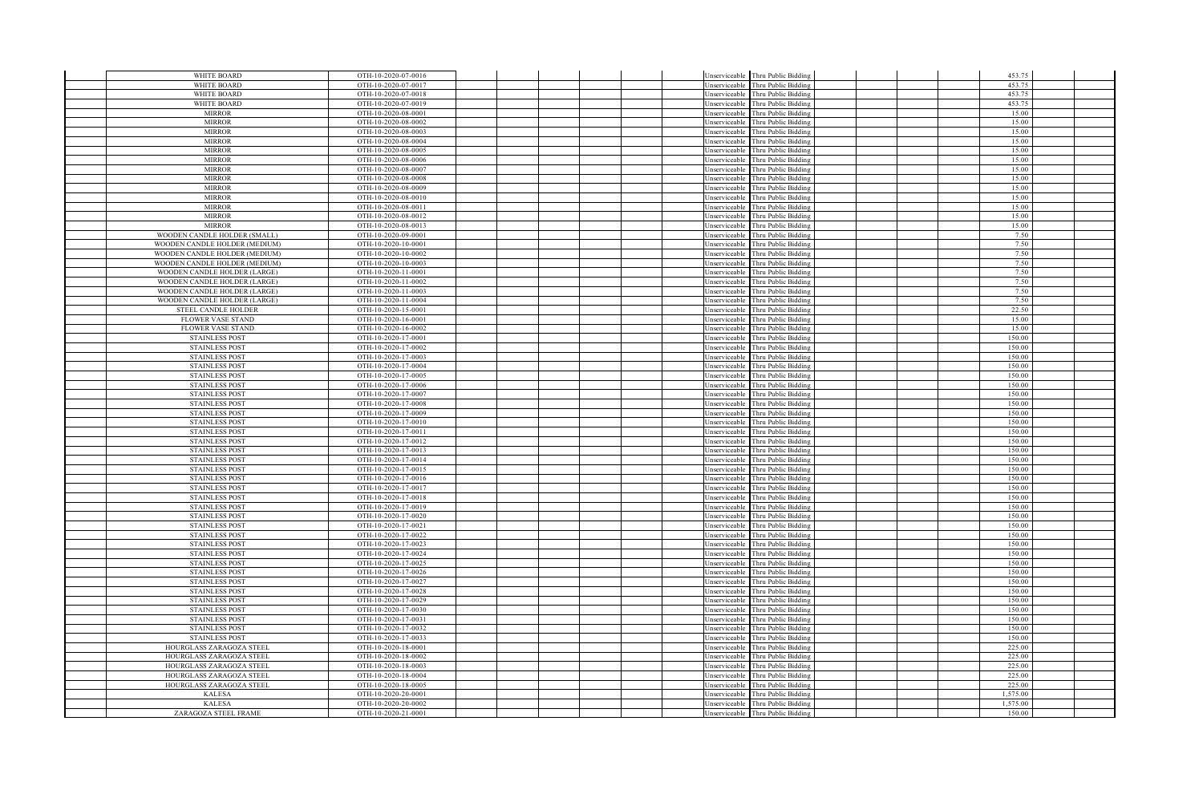| | | | | | | | | | | | | |
|---|---|---|---|---|---|---|---|---|---|---|---|---|
| | WHITE BOARD | OTH-10-2020-07-0016 | | | | | Unserviceable | Thru Public Bidding | | | 453.75 | |
| | WHITE BOARD | OTH-10-2020-07-0017 | | | | | Unserviceable | Thru Public Bidding | | | 453.75 | |
| | WHITE BOARD | OTH-10-2020-07-0018 | | | | | Unserviceable | Thru Public Bidding | | | 453.75 | |
| | WHITE BOARD | OTH-10-2020-07-0019 | | | | | Unserviceable | Thru Public Bidding | | | 453.75 | |
| | MIRROR | OTH-10-2020-08-0001 | | | | | Unserviceable | Thru Public Bidding | | | 15.00 | |
| | MIRROR | OTH-10-2020-08-0002 | | | | | Unserviceable | Thru Public Bidding | | | 15.00 | |
| | MIRROR | OTH-10-2020-08-0003 | | | | | Unserviceable | Thru Public Bidding | | | 15.00 | |
| | MIRROR | OTH-10-2020-08-0004 | | | | | Unserviceable | Thru Public Bidding | | | 15.00 | |
| | MIRROR | OTH-10-2020-08-0005 | | | | | Unserviceable | Thru Public Bidding | | | 15.00 | |
| | MIRROR | OTH-10-2020-08-0006 | | | | | Unserviceable | Thru Public Bidding | | | 15.00 | |
| | MIRROR | OTH-10-2020-08-0007 | | | | | Unserviceable | Thru Public Bidding | | | 15.00 | |
| | MIRROR | OTH-10-2020-08-0008 | | | | | Unserviceable | Thru Public Bidding | | | 15.00 | |
| | MIRROR | OTH-10-2020-08-0009 | | | | | Unserviceable | Thru Public Bidding | | | 15.00 | |
| | MIRROR | OTH-10-2020-08-0010 | | | | | Unserviceable | Thru Public Bidding | | | 15.00 | |
| | MIRROR | OTH-10-2020-08-0011 | | | | | Unserviceable | Thru Public Bidding | | | 15.00 | |
| | MIRROR | OTH-10-2020-08-0012 | | | | | Unserviceable | Thru Public Bidding | | | 15.00 | |
| | MIRROR | OTH-10-2020-08-0013 | | | | | Unserviceable | Thru Public Bidding | | | 15.00 | |
| | WOODEN CANDLE HOLDER (SMALL) | OTH-10-2020-09-0001 | | | | | Unserviceable | Thru Public Bidding | | | 7.50 | |
| | WOODEN CANDLE HOLDER (MEDIUM) | OTH-10-2020-10-0001 | | | | | Unserviceable | Thru Public Bidding | | | 7.50 | |
| | WOODEN CANDLE HOLDER (MEDIUM) | OTH-10-2020-10-0002 | | | | | Unserviceable | Thru Public Bidding | | | 7.50 | |
| | WOODEN CANDLE HOLDER (MEDIUM) | OTH-10-2020-10-0003 | | | | | Unserviceable | Thru Public Bidding | | | 7.50 | |
| | WOODEN CANDLE HOLDER (LARGE) | OTH-10-2020-11-0001 | | | | | Unserviceable | Thru Public Bidding | | | 7.50 | |
| | WOODEN CANDLE HOLDER (LARGE) | OTH-10-2020-11-0002 | | | | | Unserviceable | Thru Public Bidding | | | 7.50 | |
| | WOODEN CANDLE HOLDER (LARGE) | OTH-10-2020-11-0003 | | | | | Unserviceable | Thru Public Bidding | | | 7.50 | |
| | WOODEN CANDLE HOLDER (LARGE) | OTH-10-2020-11-0004 | | | | | Unserviceable | Thru Public Bidding | | | 7.50 | |
| | STEEL CANDLE HOLDER | OTH-10-2020-15-0001 | | | | | Unserviceable | Thru Public Bidding | | | 22.50 | |
| | FLOWER VASE STAND | OTH-10-2020-16-0001 | | | | | Unserviceable | Thru Public Bidding | | | 15.00 | |
| | FLOWER VASE STAND | OTH-10-2020-16-0002 | | | | | Unserviceable | Thru Public Bidding | | | 15.00 | |
| | STAINLESS POST | OTH-10-2020-17-0001 | | | | | Unserviceable | Thru Public Bidding | | | 150.00 | |
| | STAINLESS POST | OTH-10-2020-17-0002 | | | | | Unserviceable | Thru Public Bidding | | | 150.00 | |
| | STAINLESS POST | OTH-10-2020-17-0003 | | | | | Unserviceable | Thru Public Bidding | | | 150.00 | |
| | STAINLESS POST | OTH-10-2020-17-0004 | | | | | Unserviceable | Thru Public Bidding | | | 150.00 | |
| | STAINLESS POST | OTH-10-2020-17-0005 | | | | | Unserviceable | Thru Public Bidding | | | 150.00 | |
| | STAINLESS POST | OTH-10-2020-17-0006 | | | | | Unserviceable | Thru Public Bidding | | | 150.00 | |
| | STAINLESS POST | OTH-10-2020-17-0007 | | | | | Unserviceable | Thru Public Bidding | | | 150.00 | |
| | STAINLESS POST | OTH-10-2020-17-0008 | | | | | Unserviceable | Thru Public Bidding | | | 150.00 | |
| | STAINLESS POST | OTH-10-2020-17-0009 | | | | | Unserviceable | Thru Public Bidding | | | 150.00 | |
| | STAINLESS POST | OTH-10-2020-17-0010 | | | | | Unserviceable | Thru Public Bidding | | | 150.00 | |
| | STAINLESS POST | OTH-10-2020-17-0011 | | | | | Unserviceable | Thru Public Bidding | | | 150.00 | |
| | STAINLESS POST | OTH-10-2020-17-0012 | | | | | Unserviceable | Thru Public Bidding | | | 150.00 | |
| | STAINLESS POST | OTH-10-2020-17-0013 | | | | | Unserviceable | Thru Public Bidding | | | 150.00 | |
| | STAINLESS POST | OTH-10-2020-17-0014 | | | | | Unserviceable | Thru Public Bidding | | | 150.00 | |
| | STAINLESS POST | OTH-10-2020-17-0015 | | | | | Unserviceable | Thru Public Bidding | | | 150.00 | |
| | STAINLESS POST | OTH-10-2020-17-0016 | | | | | Unserviceable | Thru Public Bidding | | | 150.00 | |
| | STAINLESS POST | OTH-10-2020-17-0017 | | | | | Unserviceable | Thru Public Bidding | | | 150.00 | |
| | STAINLESS POST | OTH-10-2020-17-0018 | | | | | Unserviceable | Thru Public Bidding | | | 150.00 | |
| | STAINLESS POST | OTH-10-2020-17-0019 | | | | | Unserviceable | Thru Public Bidding | | | 150.00 | |
| | STAINLESS POST | OTH-10-2020-17-0020 | | | | | Unserviceable | Thru Public Bidding | | | 150.00 | |
| | STAINLESS POST | OTH-10-2020-17-0021 | | | | | Unserviceable | Thru Public Bidding | | | 150.00 | |
| | STAINLESS POST | OTH-10-2020-17-0022 | | | | | Unserviceable | Thru Public Bidding | | | 150.00 | |
| | STAINLESS POST | OTH-10-2020-17-0023 | | | | | Unserviceable | Thru Public Bidding | | | 150.00 | |
| | STAINLESS POST | OTH-10-2020-17-0024 | | | | | Unserviceable | Thru Public Bidding | | | 150.00 | |
| | STAINLESS POST | OTH-10-2020-17-0025 | | | | | Unserviceable | Thru Public Bidding | | | 150.00 | |
| | STAINLESS POST | OTH-10-2020-17-0026 | | | | | Unserviceable | Thru Public Bidding | | | 150.00 | |
| | STAINLESS POST | OTH-10-2020-17-0027 | | | | | Unserviceable | Thru Public Bidding | | | 150.00 | |
| | STAINLESS POST | OTH-10-2020-17-0028 | | | | | Unserviceable | Thru Public Bidding | | | 150.00 | |
| | STAINLESS POST | OTH-10-2020-17-0029 | | | | | Unserviceable | Thru Public Bidding | | | 150.00 | |
| | STAINLESS POST | OTH-10-2020-17-0030 | | | | | Unserviceable | Thru Public Bidding | | | 150.00 | |
| | STAINLESS POST | OTH-10-2020-17-0031 | | | | | Unserviceable | Thru Public Bidding | | | 150.00 | |
| | STAINLESS POST | OTH-10-2020-17-0032 | | | | | Unserviceable | Thru Public Bidding | | | 150.00 | |
| | STAINLESS POST | OTH-10-2020-17-0033 | | | | | Unserviceable | Thru Public Bidding | | | 150.00 | |
| | HOURGLASS ZARAGOZA STEEL | OTH-10-2020-18-0001 | | | | | Unserviceable | Thru Public Bidding | | | 225.00 | |
| | HOURGLASS ZARAGOZA STEEL | OTH-10-2020-18-0002 | | | | | Unserviceable | Thru Public Bidding | | | 225.00 | |
| | HOURGLASS ZARAGOZA STEEL | OTH-10-2020-18-0003 | | | | | Unserviceable | Thru Public Bidding | | | 225.00 | |
| | HOURGLASS ZARAGOZA STEEL | OTH-10-2020-18-0004 | | | | | Unserviceable | Thru Public Bidding | | | 225.00 | |
| | HOURGLASS ZARAGOZA STEEL | OTH-10-2020-18-0005 | | | | | Unserviceable | Thru Public Bidding | | | 225.00 | |
| | KALESA | OTH-10-2020-20-0001 | | | | | Unserviceable | Thru Public Bidding | | | 1,575.00 | |
| | KALESA | OTH-10-2020-20-0002 | | | | | Unserviceable | Thru Public Bidding | | | 1,575.00 | |
| | ZARAGOZA STEEL FRAME | OTH-10-2020-21-0001 | | | | | Unserviceable | Thru Public Bidding | | | 150.00 | |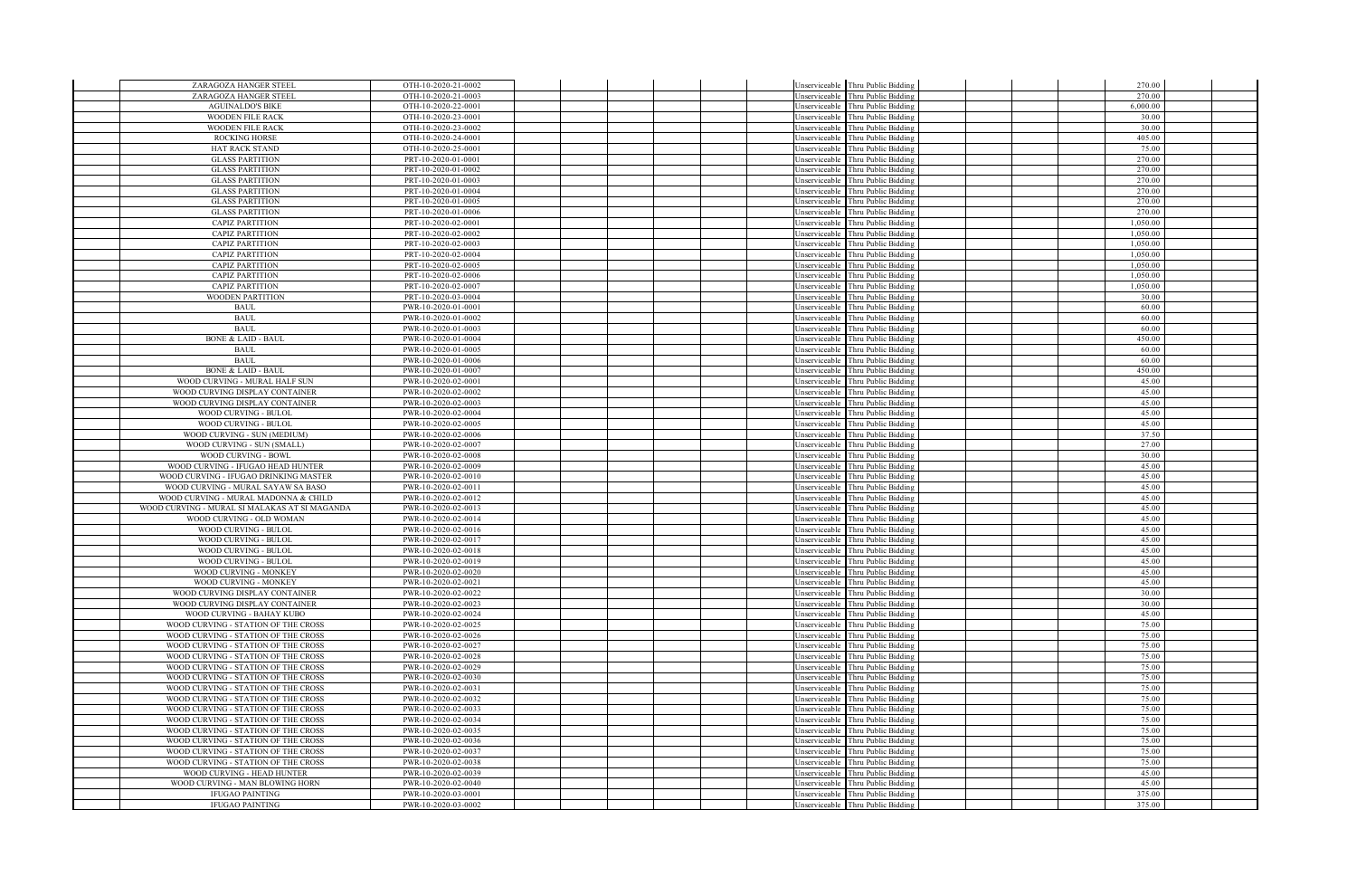| | | | | | | | | | | | | | |
|---|---|---|---|---|---|---|---|---|---|---|---|---|---|
| | ZARAGOZA HANGER STEEL | OTH-10-2020-21-0002 | | | | | Unserviceable | Thru Public Bidding | | | | 270.00 | |
| | ZARAGOZA HANGER STEEL | OTH-10-2020-21-0003 | | | | | Unserviceable | Thru Public Bidding | | | | 270.00 | |
| | AGUINALDO'S BIKE | OTH-10-2020-22-0001 | | | | | Unserviceable | Thru Public Bidding | | | | 6,000.00 | |
| | WOODEN FILE RACK | OTH-10-2020-23-0001 | | | | | Unserviceable | Thru Public Bidding | | | | 30.00 | |
| | WOODEN FILE RACK | OTH-10-2020-23-0002 | | | | | Unserviceable | Thru Public Bidding | | | | 30.00 | |
| | ROCKING HORSE | OTH-10-2020-24-0001 | | | | | Unserviceable | Thru Public Bidding | | | | 405.00 | |
| | HAT RACK STAND | OTH-10-2020-25-0001 | | | | | Unserviceable | Thru Public Bidding | | | | 75.00 | |
| | GLASS PARTITION | PRT-10-2020-01-0001 | | | | | Unserviceable | Thru Public Bidding | | | | 270.00 | |
| | GLASS PARTITION | PRT-10-2020-01-0002 | | | | | Unserviceable | Thru Public Bidding | | | | 270.00 | |
| | GLASS PARTITION | PRT-10-2020-01-0003 | | | | | Unserviceable | Thru Public Bidding | | | | 270.00 | |
| | GLASS PARTITION | PRT-10-2020-01-0004 | | | | | Unserviceable | Thru Public Bidding | | | | 270.00 | |
| | GLASS PARTITION | PRT-10-2020-01-0005 | | | | | Unserviceable | Thru Public Bidding | | | | 270.00 | |
| | GLASS PARTITION | PRT-10-2020-01-0006 | | | | | Unserviceable | Thru Public Bidding | | | | 270.00 | |
| | CAPIZ PARTITION | PRT-10-2020-02-0001 | | | | | Unserviceable | Thru Public Bidding | | | | 1,050.00 | |
| | CAPIZ PARTITION | PRT-10-2020-02-0002 | | | | | Unserviceable | Thru Public Bidding | | | | 1,050.00 | |
| | CAPIZ PARTITION | PRT-10-2020-02-0003 | | | | | Unserviceable | Thru Public Bidding | | | | 1,050.00 | |
| | CAPIZ PARTITION | PRT-10-2020-02-0004 | | | | | Unserviceable | Thru Public Bidding | | | | 1,050.00 | |
| | CAPIZ PARTITION | PRT-10-2020-02-0005 | | | | | Unserviceable | Thru Public Bidding | | | | 1,050.00 | |
| | CAPIZ PARTITION | PRT-10-2020-02-0006 | | | | | Unserviceable | Thru Public Bidding | | | | 1,050.00 | |
| | CAPIZ PARTITION | PRT-10-2020-02-0007 | | | | | Unserviceable | Thru Public Bidding | | | | 1,050.00 | |
| | WOODEN PARTITION | PRT-10-2020-03-0004 | | | | | Unserviceable | Thru Public Bidding | | | | 30.00 | |
| | BAUL | PWR-10-2020-01-0001 | | | | | Unserviceable | Thru Public Bidding | | | | 60.00 | |
| | BAUL | PWR-10-2020-01-0002 | | | | | Unserviceable | Thru Public Bidding | | | | 60.00 | |
| | BAUL | PWR-10-2020-01-0003 | | | | | Unserviceable | Thru Public Bidding | | | | 60.00 | |
| | BONE & LAID - BAUL | PWR-10-2020-01-0004 | | | | | Unserviceable | Thru Public Bidding | | | | 450.00 | |
| | BAUL | PWR-10-2020-01-0005 | | | | | Unserviceable | Thru Public Bidding | | | | 60.00 | |
| | BAUL | PWR-10-2020-01-0006 | | | | | Unserviceable | Thru Public Bidding | | | | 60.00 | |
| | BONE & LAID - BAUL | PWR-10-2020-01-0007 | | | | | Unserviceable | Thru Public Bidding | | | | 450.00 | |
| | WOOD CURVING - MURAL HALF SUN | PWR-10-2020-02-0001 | | | | | Unserviceable | Thru Public Bidding | | | | 45.00 | |
| | WOOD CURVING DISPLAY CONTAINER | PWR-10-2020-02-0002 | | | | | Unserviceable | Thru Public Bidding | | | | 45.00 | |
| | WOOD CURVING DISPLAY CONTAINER | PWR-10-2020-02-0003 | | | | | Unserviceable | Thru Public Bidding | | | | 45.00 | |
| | WOOD CURVING - BULOL | PWR-10-2020-02-0004 | | | | | Unserviceable | Thru Public Bidding | | | | 45.00 | |
| | WOOD CURVING - BULOL | PWR-10-2020-02-0005 | | | | | Unserviceable | Thru Public Bidding | | | | 45.00 | |
| | WOOD CURVING - SUN (MEDIUM) | PWR-10-2020-02-0006 | | | | | Unserviceable | Thru Public Bidding | | | | 37.50 | |
| | WOOD CURVING - SUN (SMALL) | PWR-10-2020-02-0007 | | | | | Unserviceable | Thru Public Bidding | | | | 27.00 | |
| | WOOD CURVING - BOWL | PWR-10-2020-02-0008 | | | | | Unserviceable | Thru Public Bidding | | | | 30.00 | |
| | WOOD CURVING - IFUGAO HEAD HUNTER | PWR-10-2020-02-0009 | | | | | Unserviceable | Thru Public Bidding | | | | 45.00 | |
| | WOOD CURVING - IFUGAO DRINKING MASTER | PWR-10-2020-02-0010 | | | | | Unserviceable | Thru Public Bidding | | | | 45.00 | |
| | WOOD CURVING - MURAL SAYAW SA BASO | PWR-10-2020-02-0011 | | | | | Unserviceable | Thru Public Bidding | | | | 45.00 | |
| | WOOD CURVING - MURAL MADONNA & CHILD | PWR-10-2020-02-0012 | | | | | Unserviceable | Thru Public Bidding | | | | 45.00 | |
| | WOOD CURVING - MURAL SI MALAKAS AT SI MAGANDA | PWR-10-2020-02-0013 | | | | | Unserviceable | Thru Public Bidding | | | | 45.00 | |
| | WOOD CURVING - OLD WOMAN | PWR-10-2020-02-0014 | | | | | Unserviceable | Thru Public Bidding | | | | 45.00 | |
| | WOOD CURVING - BULOL | PWR-10-2020-02-0016 | | | | | Unserviceable | Thru Public Bidding | | | | 45.00 | |
| | WOOD CURVING - BULOL | PWR-10-2020-02-0017 | | | | | Unserviceable | Thru Public Bidding | | | | 45.00 | |
| | WOOD CURVING - BULOL | PWR-10-2020-02-0018 | | | | | Unserviceable | Thru Public Bidding | | | | 45.00 | |
| | WOOD CURVING - BULOL | PWR-10-2020-02-0019 | | | | | Unserviceable | Thru Public Bidding | | | | 45.00 | |
| | WOOD CURVING - MONKEY | PWR-10-2020-02-0020 | | | | | Unserviceable | Thru Public Bidding | | | | 45.00 | |
| | WOOD CURVING - MONKEY | PWR-10-2020-02-0021 | | | | | Unserviceable | Thru Public Bidding | | | | 45.00 | |
| | WOOD CURVING DISPLAY CONTAINER | PWR-10-2020-02-0022 | | | | | Unserviceable | Thru Public Bidding | | | | 30.00 | |
| | WOOD CURVING DISPLAY CONTAINER | PWR-10-2020-02-0023 | | | | | Unserviceable | Thru Public Bidding | | | | 30.00 | |
| | WOOD CURVING - BAHAY KUBO | PWR-10-2020-02-0024 | | | | | Unserviceable | Thru Public Bidding | | | | 45.00 | |
| | WOOD CURVING - STATION OF THE CROSS | PWR-10-2020-02-0025 | | | | | Unserviceable | Thru Public Bidding | | | | 75.00 | |
| | WOOD CURVING - STATION OF THE CROSS | PWR-10-2020-02-0026 | | | | | Unserviceable | Thru Public Bidding | | | | 75.00 | |
| | WOOD CURVING - STATION OF THE CROSS | PWR-10-2020-02-0027 | | | | | Unserviceable | Thru Public Bidding | | | | 75.00 | |
| | WOOD CURVING - STATION OF THE CROSS | PWR-10-2020-02-0028 | | | | | Unserviceable | Thru Public Bidding | | | | 75.00 | |
| | WOOD CURVING - STATION OF THE CROSS | PWR-10-2020-02-0029 | | | | | Unserviceable | Thru Public Bidding | | | | 75.00 | |
| | WOOD CURVING - STATION OF THE CROSS | PWR-10-2020-02-0030 | | | | | Unserviceable | Thru Public Bidding | | | | 75.00 | |
| | WOOD CURVING - STATION OF THE CROSS | PWR-10-2020-02-0031 | | | | | Unserviceable | Thru Public Bidding | | | | 75.00 | |
| | WOOD CURVING - STATION OF THE CROSS | PWR-10-2020-02-0032 | | | | | Unserviceable | Thru Public Bidding | | | | 75.00 | |
| | WOOD CURVING - STATION OF THE CROSS | PWR-10-2020-02-0033 | | | | | Unserviceable | Thru Public Bidding | | | | 75.00 | |
| | WOOD CURVING - STATION OF THE CROSS | PWR-10-2020-02-0034 | | | | | Unserviceable | Thru Public Bidding | | | | 75.00 | |
| | WOOD CURVING - STATION OF THE CROSS | PWR-10-2020-02-0035 | | | | | Unserviceable | Thru Public Bidding | | | | 75.00 | |
| | WOOD CURVING - STATION OF THE CROSS | PWR-10-2020-02-0036 | | | | | Unserviceable | Thru Public Bidding | | | | 75.00 | |
| | WOOD CURVING - STATION OF THE CROSS | PWR-10-2020-02-0037 | | | | | Unserviceable | Thru Public Bidding | | | | 75.00 | |
| | WOOD CURVING - STATION OF THE CROSS | PWR-10-2020-02-0038 | | | | | Unserviceable | Thru Public Bidding | | | | 75.00 | |
| | WOOD CURVING - HEAD HUNTER | PWR-10-2020-02-0039 | | | | | Unserviceable | Thru Public Bidding | | | | 45.00 | |
| | WOOD CURVING - MAN BLOWING HORN | PWR-10-2020-02-0040 | | | | | Unserviceable | Thru Public Bidding | | | | 45.00 | |
| | IFUGAO PAINTING | PWR-10-2020-03-0001 | | | | | Unserviceable | Thru Public Bidding | | | | 375.00 | |
| | IFUGAO PAINTING | PWR-10-2020-03-0002 | | | | | Unserviceable | Thru Public Bidding | | | | 375.00 | |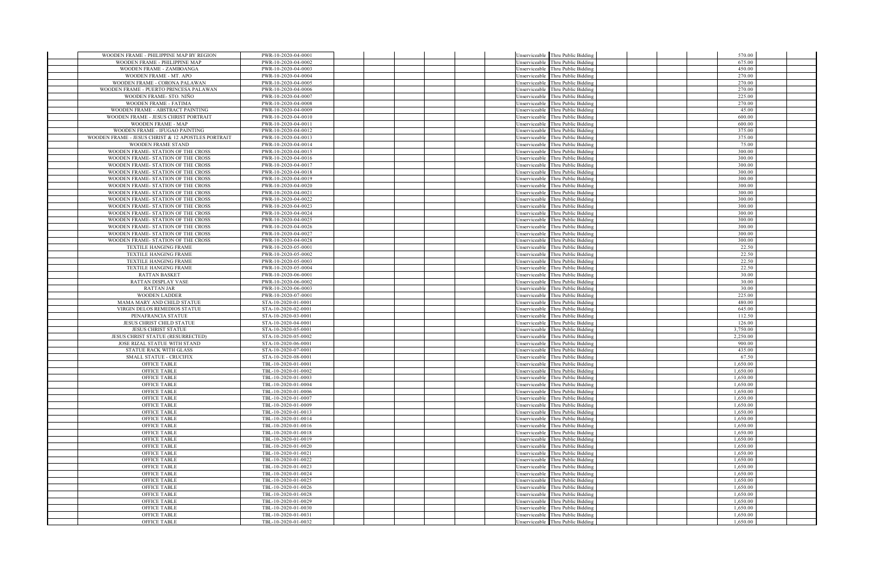| | | | | | | | | | | | | |
|---|---|---|---|---|---|---|---|---|---|---|---|---|
| | WOODEN FRAME - PHILIPPINE MAP BY REGION | PWR-10-2020-04-0001 | | | | | Unserviceable | Thru Public Bidding | | | 570.00 | |
| | WOODEN FRAME - PHILIPPINE MAP | PWR-10-2020-04-0002 | | | | | Unserviceable | Thru Public Bidding | | | 675.00 | |
| | WOODEN FRAME - ZAMBOANGA | PWR-10-2020-04-0003 | | | | | Unserviceable | Thru Public Bidding | | | 450.00 | |
| | WOODEN FRAME - MT. APO | PWR-10-2020-04-0004 | | | | | Unserviceable | Thru Public Bidding | | | 270.00 | |
| | WOODEN FRAME - CORONA PALAWAN | PWR-10-2020-04-0005 | | | | | Unserviceable | Thru Public Bidding | | | 270.00 | |
| | WOODEN FRAME - PUERTO PRINCESA PALAWAN | PWR-10-2020-04-0006 | | | | | Unserviceable | Thru Public Bidding | | | 270.00 | |
| | WOODEN FRAME- STO. NIÑO | PWR-10-2020-04-0007 | | | | | Unserviceable | Thru Public Bidding | | | 225.00 | |
| | WOODEN FRAME - FATIMA | PWR-10-2020-04-0008 | | | | | Unserviceable | Thru Public Bidding | | | 270.00 | |
| | WOODEN FRAME - ABSTRACT PAINTING | PWR-10-2020-04-0009 | | | | | Unserviceable | Thru Public Bidding | | | 45.00 | |
| | WOODEN FRAME - JESUS CHRIST PORTRAIT | PWR-10-2020-04-0010 | | | | | Unserviceable | Thru Public Bidding | | | 600.00 | |
| | WOODEN FRAME - MAP | PWR-10-2020-04-0011 | | | | | Unserviceable | Thru Public Bidding | | | 600.00 | |
| | WOODEN FRAME - IFUGAO PAINTING | PWR-10-2020-04-0012 | | | | | Unserviceable | Thru Public Bidding | | | 375.00 | |
| | WOODEN FRAME - JESUS CHRIST & 12 APOSTLES PORTRAIT | PWR-10-2020-04-0013 | | | | | Unserviceable | Thru Public Bidding | | | 375.00 | |
| | WOODEN FRAME STAND | PWR-10-2020-04-0014 | | | | | Unserviceable | Thru Public Bidding | | | 75.00 | |
| | WOODEN FRAME- STATION OF THE CROSS | PWR-10-2020-04-0015 | | | | | Unserviceable | Thru Public Bidding | | | 300.00 | |
| | WOODEN FRAME- STATION OF THE CROSS | PWR-10-2020-04-0016 | | | | | Unserviceable | Thru Public Bidding | | | 300.00 | |
| | WOODEN FRAME- STATION OF THE CROSS | PWR-10-2020-04-0017 | | | | | Unserviceable | Thru Public Bidding | | | 300.00 | |
| | WOODEN FRAME- STATION OF THE CROSS | PWR-10-2020-04-0018 | | | | | Unserviceable | Thru Public Bidding | | | 300.00 | |
| | WOODEN FRAME- STATION OF THE CROSS | PWR-10-2020-04-0019 | | | | | Unserviceable | Thru Public Bidding | | | 300.00 | |
| | WOODEN FRAME- STATION OF THE CROSS | PWR-10-2020-04-0020 | | | | | Unserviceable | Thru Public Bidding | | | 300.00 | |
| | WOODEN FRAME- STATION OF THE CROSS | PWR-10-2020-04-0021 | | | | | Unserviceable | Thru Public Bidding | | | 300.00 | |
| | WOODEN FRAME- STATION OF THE CROSS | PWR-10-2020-04-0022 | | | | | Unserviceable | Thru Public Bidding | | | 300.00 | |
| | WOODEN FRAME- STATION OF THE CROSS | PWR-10-2020-04-0023 | | | | | Unserviceable | Thru Public Bidding | | | 300.00 | |
| | WOODEN FRAME- STATION OF THE CROSS | PWR-10-2020-04-0024 | | | | | Unserviceable | Thru Public Bidding | | | 300.00 | |
| | WOODEN FRAME- STATION OF THE CROSS | PWR-10-2020-04-0025 | | | | | Unserviceable | Thru Public Bidding | | | 300.00 | |
| | WOODEN FRAME- STATION OF THE CROSS | PWR-10-2020-04-0026 | | | | | Unserviceable | Thru Public Bidding | | | 300.00 | |
| | WOODEN FRAME- STATION OF THE CROSS | PWR-10-2020-04-0027 | | | | | Unserviceable | Thru Public Bidding | | | 300.00 | |
| | WOODEN FRAME- STATION OF THE CROSS | PWR-10-2020-04-0028 | | | | | Unserviceable | Thru Public Bidding | | | 300.00 | |
| | TEXTILE HANGING FRAME | PWR-10-2020-05-0001 | | | | | Unserviceable | Thru Public Bidding | | | 22.50 | |
| | TEXTILE HANGING FRAME | PWR-10-2020-05-0002 | | | | | Unserviceable | Thru Public Bidding | | | 22.50 | |
| | TEXTILE HANGING FRAME | PWR-10-2020-05-0003 | | | | | Unserviceable | Thru Public Bidding | | | 22.50 | |
| | TEXTILE HANGING FRAME | PWR-10-2020-05-0004 | | | | | Unserviceable | Thru Public Bidding | | | 22.50 | |
| | RATTAN BASKET | PWR-10-2020-06-0001 | | | | | Unserviceable | Thru Public Bidding | | | 30.00 | |
| | RATTAN DISPLAY VASE | PWR-10-2020-06-0002 | | | | | Unserviceable | Thru Public Bidding | | | 30.00 | |
| | RATTAN JAR | PWR-10-2020-06-0003 | | | | | Unserviceable | Thru Public Bidding | | | 30.00 | |
| | WOODEN LADDER | PWR-10-2020-07-0001 | | | | | Unserviceable | Thru Public Bidding | | | 225.00 | |
| | MAMA MARY AND CHILD STATUE | STA-10-2020-01-0001 | | | | | Unserviceable | Thru Public Bidding | | | 480.00 | |
| | VIRGIN DELOS REMEDIOS STATUE | STA-10-2020-02-0001 | | | | | Unserviceable | Thru Public Bidding | | | 645.00 | |
| | PENAFRANCIA STATUE | STA-10-2020-03-0001 | | | | | Unserviceable | Thru Public Bidding | | | 112.50 | |
| | JESUS CHRIST CHILD STATUE | STA-10-2020-04-0001 | | | | | Unserviceable | Thru Public Bidding | | | 126.00 | |
| | JESUS CHRIST STATUE | STA-10-2020-05-0001 | | | | | Unserviceable | Thru Public Bidding | | | 3,750.00 | |
| | JESUS CHRIST STATUE (RESURRECTED) | STA-10-2020-05-0002 | | | | | Unserviceable | Thru Public Bidding | | | 2,250.00 | |
| | JOSE RIZAL STATUE WITH STAND | STA-10-2020-06-0001 | | | | | Unserviceable | Thru Public Bidding | | | 900.00 | |
| | STATUE RACK WITH GLASS | STA-10-2020-07-0001 | | | | | Unserviceable | Thru Public Bidding | | | 435.00 | |
| | SMALL STATUE - CRUCIFIX | STA-10-2020-08-0001 | | | | | Unserviceable | Thru Public Bidding | | | 67.50 | |
| | OFFICE TABLE | TBL-10-2020-01-0001 | | | | | Unserviceable | Thru Public Bidding | | | 1,650.00 | |
| | OFFICE TABLE | TBL-10-2020-01-0002 | | | | | Unserviceable | Thru Public Bidding | | | 1,650.00 | |
| | OFFICE TABLE | TBL-10-2020-01-0003 | | | | | Unserviceable | Thru Public Bidding | | | 1,650.00 | |
| | OFFICE TABLE | TBL-10-2020-01-0004 | | | | | Unserviceable | Thru Public Bidding | | | 1,650.00 | |
| | OFFICE TABLE | TBL-10-2020-01-0006 | | | | | Unserviceable | Thru Public Bidding | | | 1,650.00 | |
| | OFFICE TABLE | TBL-10-2020-01-0007 | | | | | Unserviceable | Thru Public Bidding | | | 1,650.00 | |
| | OFFICE TABLE | TBL-10-2020-01-0009 | | | | | Unserviceable | Thru Public Bidding | | | 1,650.00 | |
| | OFFICE TABLE | TBL-10-2020-01-0013 | | | | | Unserviceable | Thru Public Bidding | | | 1,650.00 | |
| | OFFICE TABLE | TBL-10-2020-01-0014 | | | | | Unserviceable | Thru Public Bidding | | | 1,650.00 | |
| | OFFICE TABLE | TBL-10-2020-01-0016 | | | | | Unserviceable | Thru Public Bidding | | | 1,650.00 | |
| | OFFICE TABLE | TBL-10-2020-01-0018 | | | | | Unserviceable | Thru Public Bidding | | | 1,650.00 | |
| | OFFICE TABLE | TBL-10-2020-01-0019 | | | | | Unserviceable | Thru Public Bidding | | | 1,650.00 | |
| | OFFICE TABLE | TBL-10-2020-01-0020 | | | | | Unserviceable | Thru Public Bidding | | | 1,650.00 | |
| | OFFICE TABLE | TBL-10-2020-01-0021 | | | | | Unserviceable | Thru Public Bidding | | | 1,650.00 | |
| | OFFICE TABLE | TBL-10-2020-01-0022 | | | | | Unserviceable | Thru Public Bidding | | | 1,650.00 | |
| | OFFICE TABLE | TBL-10-2020-01-0023 | | | | | Unserviceable | Thru Public Bidding | | | 1,650.00 | |
| | OFFICE TABLE | TBL-10-2020-01-0024 | | | | | Unserviceable | Thru Public Bidding | | | 1,650.00 | |
| | OFFICE TABLE | TBL-10-2020-01-0025 | | | | | Unserviceable | Thru Public Bidding | | | 1,650.00 | |
| | OFFICE TABLE | TBL-10-2020-01-0026 | | | | | Unserviceable | Thru Public Bidding | | | 1,650.00 | |
| | OFFICE TABLE | TBL-10-2020-01-0028 | | | | | Unserviceable | Thru Public Bidding | | | 1,650.00 | |
| | OFFICE TABLE | TBL-10-2020-01-0029 | | | | | Unserviceable | Thru Public Bidding | | | 1,650.00 | |
| | OFFICE TABLE | TBL-10-2020-01-0030 | | | | | Unserviceable | Thru Public Bidding | | | 1,650.00 | |
| | OFFICE TABLE | TBL-10-2020-01-0031 | | | | | Unserviceable | Thru Public Bidding | | | 1,650.00 | |
| | OFFICE TABLE | TBL-10-2020-01-0032 | | | | | Unserviceable | Thru Public Bidding | | | 1,650.00 | |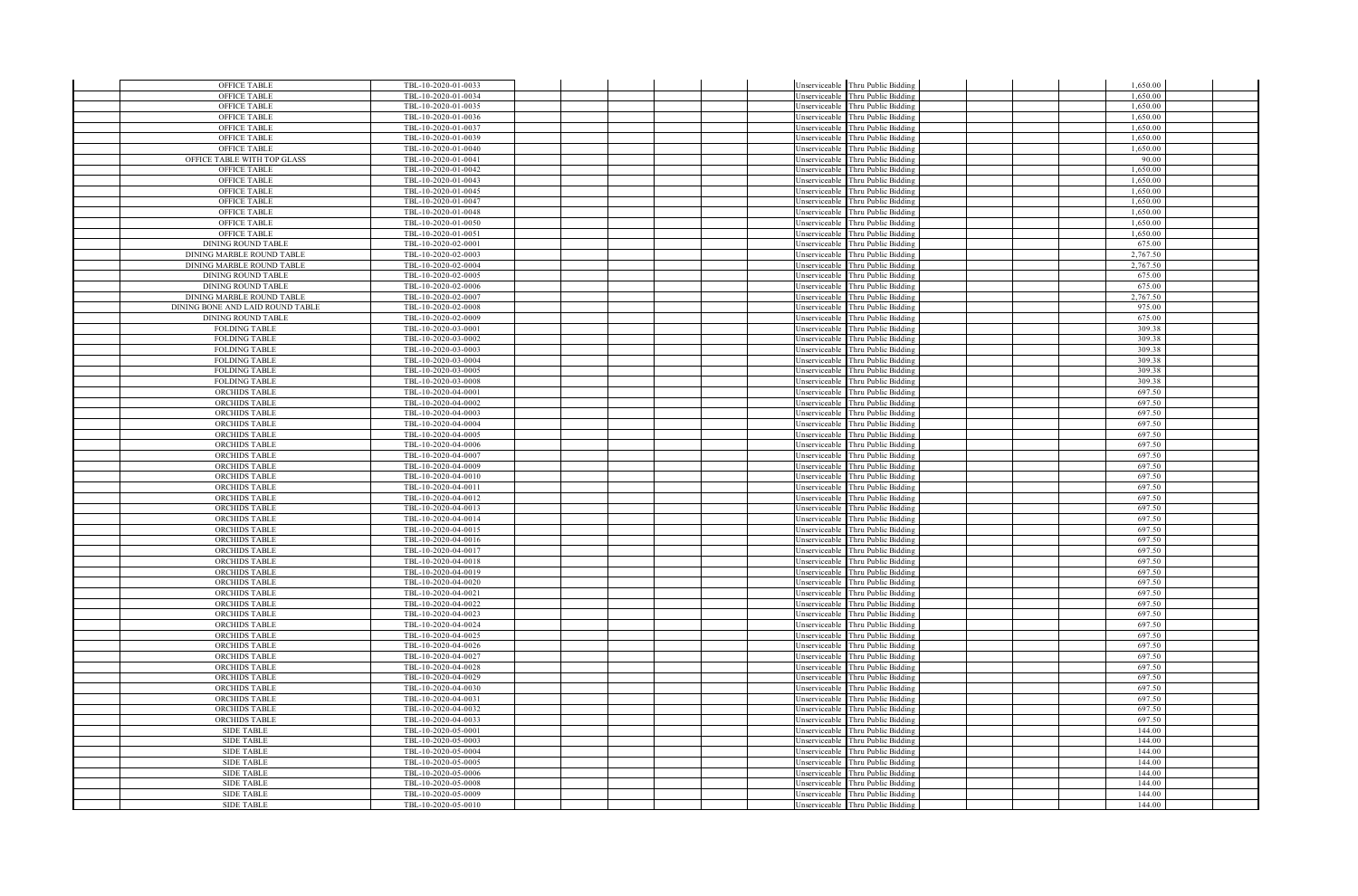| | | | | | | | | | | | | |
|---|---|---|---|---|---|---|---|---|---|---|---|---|
| | OFFICE TABLE | TBL-10-2020-01-0033 | | | | | Unserviceable | Thru Public Bidding | | | 1,650.00 | |
| | OFFICE TABLE | TBL-10-2020-01-0034 | | | | | Unserviceable | Thru Public Bidding | | | 1,650.00 | |
| | OFFICE TABLE | TBL-10-2020-01-0035 | | | | | Unserviceable | Thru Public Bidding | | | 1,650.00 | |
| | OFFICE TABLE | TBL-10-2020-01-0036 | | | | | Unserviceable | Thru Public Bidding | | | 1,650.00 | |
| | OFFICE TABLE | TBL-10-2020-01-0037 | | | | | Unserviceable | Thru Public Bidding | | | 1,650.00 | |
| | OFFICE TABLE | TBL-10-2020-01-0039 | | | | | Unserviceable | Thru Public Bidding | | | 1,650.00 | |
| | OFFICE TABLE | TBL-10-2020-01-0040 | | | | | Unserviceable | Thru Public Bidding | | | 1,650.00 | |
| | OFFICE TABLE WITH TOP GLASS | TBL-10-2020-01-0041 | | | | | Unserviceable | Thru Public Bidding | | | 90.00 | |
| | OFFICE TABLE | TBL-10-2020-01-0042 | | | | | Unserviceable | Thru Public Bidding | | | 1,650.00 | |
| | OFFICE TABLE | TBL-10-2020-01-0043 | | | | | Unserviceable | Thru Public Bidding | | | 1,650.00 | |
| | OFFICE TABLE | TBL-10-2020-01-0045 | | | | | Unserviceable | Thru Public Bidding | | | 1,650.00 | |
| | OFFICE TABLE | TBL-10-2020-01-0047 | | | | | Unserviceable | Thru Public Bidding | | | 1,650.00 | |
| | OFFICE TABLE | TBL-10-2020-01-0048 | | | | | Unserviceable | Thru Public Bidding | | | 1,650.00 | |
| | OFFICE TABLE | TBL-10-2020-01-0050 | | | | | Unserviceable | Thru Public Bidding | | | 1,650.00 | |
| | OFFICE TABLE | TBL-10-2020-01-0051 | | | | | Unserviceable | Thru Public Bidding | | | 1,650.00 | |
| | DINING ROUND TABLE | TBL-10-2020-02-0001 | | | | | Unserviceable | Thru Public Bidding | | | 675.00 | |
| | DINING MARBLE ROUND TABLE | TBL-10-2020-02-0003 | | | | | Unserviceable | Thru Public Bidding | | | 2,767.50 | |
| | DINING MARBLE ROUND TABLE | TBL-10-2020-02-0004 | | | | | Unserviceable | Thru Public Bidding | | | 2,767.50 | |
| | DINING ROUND TABLE | TBL-10-2020-02-0005 | | | | | Unserviceable | Thru Public Bidding | | | 675.00 | |
| | DINING ROUND TABLE | TBL-10-2020-02-0006 | | | | | Unserviceable | Thru Public Bidding | | | 675.00 | |
| | DINING MARBLE ROUND TABLE | TBL-10-2020-02-0007 | | | | | Unserviceable | Thru Public Bidding | | | 2,767.50 | |
| | DINING BONE AND LAID ROUND TABLE | TBL-10-2020-02-0008 | | | | | Unserviceable | Thru Public Bidding | | | 975.00 | |
| | DINING ROUND TABLE | TBL-10-2020-02-0009 | | | | | Unserviceable | Thru Public Bidding | | | 675.00 | |
| | FOLDING TABLE | TBL-10-2020-03-0001 | | | | | Unserviceable | Thru Public Bidding | | | 309.38 | |
| | FOLDING TABLE | TBL-10-2020-03-0002 | | | | | Unserviceable | Thru Public Bidding | | | 309.38 | |
| | FOLDING TABLE | TBL-10-2020-03-0003 | | | | | Unserviceable | Thru Public Bidding | | | 309.38 | |
| | FOLDING TABLE | TBL-10-2020-03-0004 | | | | | Unserviceable | Thru Public Bidding | | | 309.38 | |
| | FOLDING TABLE | TBL-10-2020-03-0005 | | | | | Unserviceable | Thru Public Bidding | | | 309.38 | |
| | FOLDING TABLE | TBL-10-2020-03-0008 | | | | | Unserviceable | Thru Public Bidding | | | 309.38 | |
| | ORCHIDS TABLE | TBL-10-2020-04-0001 | | | | | Unserviceable | Thru Public Bidding | | | 697.50 | |
| | ORCHIDS TABLE | TBL-10-2020-04-0002 | | | | | Unserviceable | Thru Public Bidding | | | 697.50 | |
| | ORCHIDS TABLE | TBL-10-2020-04-0003 | | | | | Unserviceable | Thru Public Bidding | | | 697.50 | |
| | ORCHIDS TABLE | TBL-10-2020-04-0004 | | | | | Unserviceable | Thru Public Bidding | | | 697.50 | |
| | ORCHIDS TABLE | TBL-10-2020-04-0005 | | | | | Unserviceable | Thru Public Bidding | | | 697.50 | |
| | ORCHIDS TABLE | TBL-10-2020-04-0006 | | | | | Unserviceable | Thru Public Bidding | | | 697.50 | |
| | ORCHIDS TABLE | TBL-10-2020-04-0007 | | | | | Unserviceable | Thru Public Bidding | | | 697.50 | |
| | ORCHIDS TABLE | TBL-10-2020-04-0009 | | | | | Unserviceable | Thru Public Bidding | | | 697.50 | |
| | ORCHIDS TABLE | TBL-10-2020-04-0010 | | | | | Unserviceable | Thru Public Bidding | | | 697.50 | |
| | ORCHIDS TABLE | TBL-10-2020-04-0011 | | | | | Unserviceable | Thru Public Bidding | | | 697.50 | |
| | ORCHIDS TABLE | TBL-10-2020-04-0012 | | | | | Unserviceable | Thru Public Bidding | | | 697.50 | |
| | ORCHIDS TABLE | TBL-10-2020-04-0013 | | | | | Unserviceable | Thru Public Bidding | | | 697.50 | |
| | ORCHIDS TABLE | TBL-10-2020-04-0014 | | | | | Unserviceable | Thru Public Bidding | | | 697.50 | |
| | ORCHIDS TABLE | TBL-10-2020-04-0015 | | | | | Unserviceable | Thru Public Bidding | | | 697.50 | |
| | ORCHIDS TABLE | TBL-10-2020-04-0016 | | | | | Unserviceable | Thru Public Bidding | | | 697.50 | |
| | ORCHIDS TABLE | TBL-10-2020-04-0017 | | | | | Unserviceable | Thru Public Bidding | | | 697.50 | |
| | ORCHIDS TABLE | TBL-10-2020-04-0018 | | | | | Unserviceable | Thru Public Bidding | | | 697.50 | |
| | ORCHIDS TABLE | TBL-10-2020-04-0019 | | | | | Unserviceable | Thru Public Bidding | | | 697.50 | |
| | ORCHIDS TABLE | TBL-10-2020-04-0020 | | | | | Unserviceable | Thru Public Bidding | | | 697.50 | |
| | ORCHIDS TABLE | TBL-10-2020-04-0021 | | | | | Unserviceable | Thru Public Bidding | | | 697.50 | |
| | ORCHIDS TABLE | TBL-10-2020-04-0022 | | | | | Unserviceable | Thru Public Bidding | | | 697.50 | |
| | ORCHIDS TABLE | TBL-10-2020-04-0023 | | | | | Unserviceable | Thru Public Bidding | | | 697.50 | |
| | ORCHIDS TABLE | TBL-10-2020-04-0024 | | | | | Unserviceable | Thru Public Bidding | | | 697.50 | |
| | ORCHIDS TABLE | TBL-10-2020-04-0025 | | | | | Unserviceable | Thru Public Bidding | | | 697.50 | |
| | ORCHIDS TABLE | TBL-10-2020-04-0026 | | | | | Unserviceable | Thru Public Bidding | | | 697.50 | |
| | ORCHIDS TABLE | TBL-10-2020-04-0027 | | | | | Unserviceable | Thru Public Bidding | | | 697.50 | |
| | ORCHIDS TABLE | TBL-10-2020-04-0028 | | | | | Unserviceable | Thru Public Bidding | | | 697.50 | |
| | ORCHIDS TABLE | TBL-10-2020-04-0029 | | | | | Unserviceable | Thru Public Bidding | | | 697.50 | |
| | ORCHIDS TABLE | TBL-10-2020-04-0030 | | | | | Unserviceable | Thru Public Bidding | | | 697.50 | |
| | ORCHIDS TABLE | TBL-10-2020-04-0031 | | | | | Unserviceable | Thru Public Bidding | | | 697.50 | |
| | ORCHIDS TABLE | TBL-10-2020-04-0032 | | | | | Unserviceable | Thru Public Bidding | | | 697.50 | |
| | ORCHIDS TABLE | TBL-10-2020-04-0033 | | | | | Unserviceable | Thru Public Bidding | | | 697.50 | |
| | SIDE TABLE | TBL-10-2020-05-0001 | | | | | Unserviceable | Thru Public Bidding | | | 144.00 | |
| | SIDE TABLE | TBL-10-2020-05-0003 | | | | | Unserviceable | Thru Public Bidding | | | 144.00 | |
| | SIDE TABLE | TBL-10-2020-05-0004 | | | | | Unserviceable | Thru Public Bidding | | | 144.00 | |
| | SIDE TABLE | TBL-10-2020-05-0005 | | | | | Unserviceable | Thru Public Bidding | | | 144.00 | |
| | SIDE TABLE | TBL-10-2020-05-0006 | | | | | Unserviceable | Thru Public Bidding | | | 144.00 | |
| | SIDE TABLE | TBL-10-2020-05-0008 | | | | | Unserviceable | Thru Public Bidding | | | 144.00 | |
| | SIDE TABLE | TBL-10-2020-05-0009 | | | | | Unserviceable | Thru Public Bidding | | | 144.00 | |
| | SIDE TABLE | TBL-10-2020-05-0010 | | | | | Unserviceable | Thru Public Bidding | | | 144.00 | |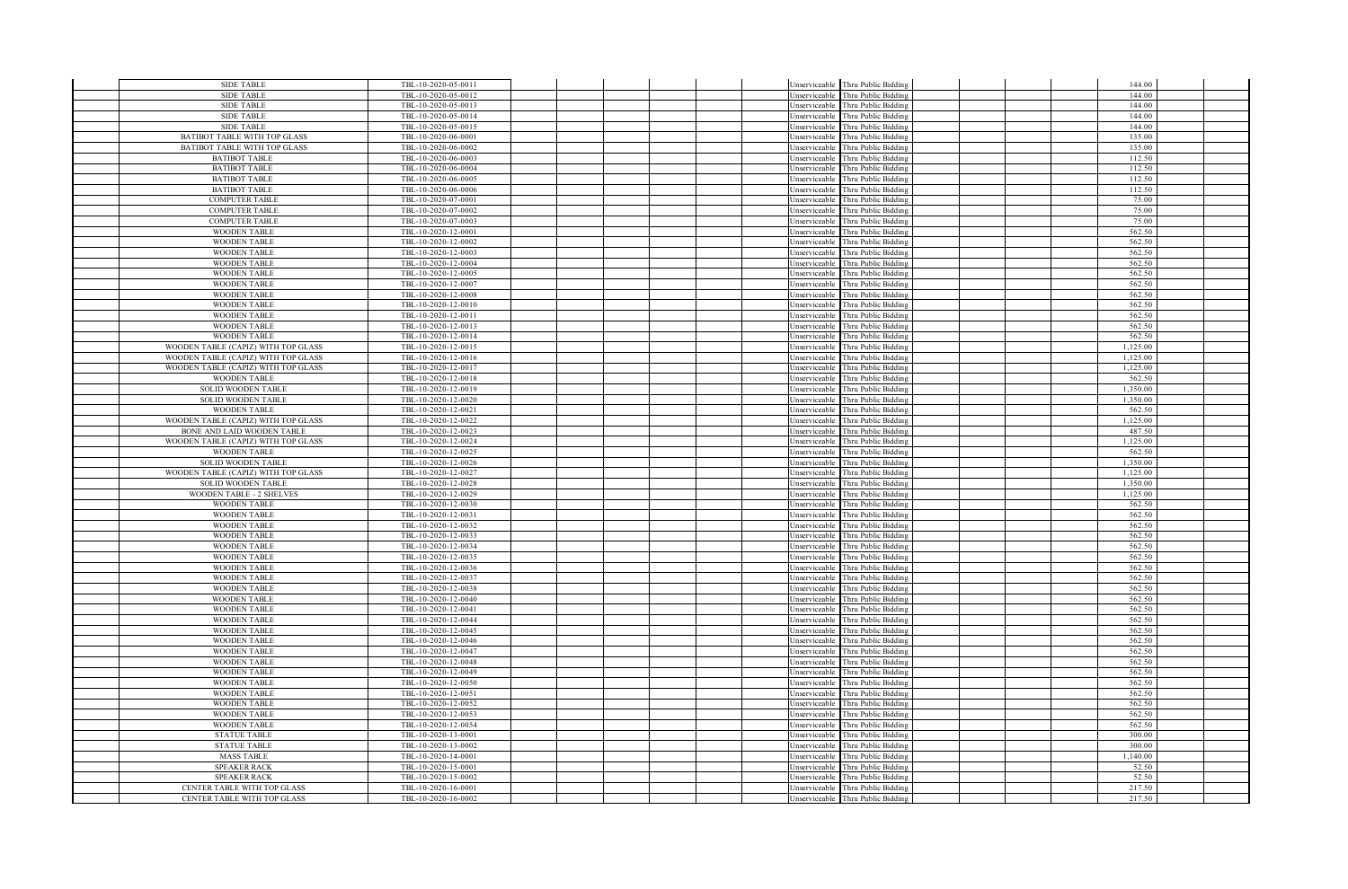| | | | | | | | | | | | | |
|---|---|---|---|---|---|---|---|---|---|---|---|---|
| | SIDE TABLE | TBL-10-2020-05-0011 | | | | | Unserviceable | Thru Public Bidding | | | 144.00 | |
| | SIDE TABLE | TBL-10-2020-05-0012 | | | | | Unserviceable | Thru Public Bidding | | | 144.00 | |
| | SIDE TABLE | TBL-10-2020-05-0013 | | | | | Unserviceable | Thru Public Bidding | | | 144.00 | |
| | SIDE TABLE | TBL-10-2020-05-0014 | | | | | Unserviceable | Thru Public Bidding | | | 144.00 | |
| | SIDE TABLE | TBL-10-2020-05-0015 | | | | | Unserviceable | Thru Public Bidding | | | 144.00 | |
| | BATIBOT TABLE WITH TOP GLASS | TBL-10-2020-06-0001 | | | | | Unserviceable | Thru Public Bidding | | | 135.00 | |
| | BATIBOT TABLE WITH TOP GLASS | TBL-10-2020-06-0002 | | | | | Unserviceable | Thru Public Bidding | | | 135.00 | |
| | BATIBOT TABLE | TBL-10-2020-06-0003 | | | | | Unserviceable | Thru Public Bidding | | | 112.50 | |
| | BATIBOT TABLE | TBL-10-2020-06-0004 | | | | | Unserviceable | Thru Public Bidding | | | 112.50 | |
| | BATIBOT TABLE | TBL-10-2020-06-0005 | | | | | Unserviceable | Thru Public Bidding | | | 112.50 | |
| | BATIBOT TABLE | TBL-10-2020-06-0006 | | | | | Unserviceable | Thru Public Bidding | | | 112.50 | |
| | COMPUTER TABLE | TBL-10-2020-07-0001 | | | | | Unserviceable | Thru Public Bidding | | | 75.00 | |
| | COMPUTER TABLE | TBL-10-2020-07-0002 | | | | | Unserviceable | Thru Public Bidding | | | 75.00 | |
| | COMPUTER TABLE | TBL-10-2020-07-0003 | | | | | Unserviceable | Thru Public Bidding | | | 75.00 | |
| | WOODEN TABLE | TBL-10-2020-12-0001 | | | | | Unserviceable | Thru Public Bidding | | | 562.50 | |
| | WOODEN TABLE | TBL-10-2020-12-0002 | | | | | Unserviceable | Thru Public Bidding | | | 562.50 | |
| | WOODEN TABLE | TBL-10-2020-12-0003 | | | | | Unserviceable | Thru Public Bidding | | | 562.50 | |
| | WOODEN TABLE | TBL-10-2020-12-0004 | | | | | Unserviceable | Thru Public Bidding | | | 562.50 | |
| | WOODEN TABLE | TBL-10-2020-12-0005 | | | | | Unserviceable | Thru Public Bidding | | | 562.50 | |
| | WOODEN TABLE | TBL-10-2020-12-0007 | | | | | Unserviceable | Thru Public Bidding | | | 562.50 | |
| | WOODEN TABLE | TBL-10-2020-12-0008 | | | | | Unserviceable | Thru Public Bidding | | | 562.50 | |
| | WOODEN TABLE | TBL-10-2020-12-0010 | | | | | Unserviceable | Thru Public Bidding | | | 562.50 | |
| | WOODEN TABLE | TBL-10-2020-12-0011 | | | | | Unserviceable | Thru Public Bidding | | | 562.50 | |
| | WOODEN TABLE | TBL-10-2020-12-0013 | | | | | Unserviceable | Thru Public Bidding | | | 562.50 | |
| | WOODEN TABLE | TBL-10-2020-12-0014 | | | | | Unserviceable | Thru Public Bidding | | | 562.50 | |
| | WOODEN TABLE (CAPIZ) WITH TOP GLASS | TBL-10-2020-12-0015 | | | | | Unserviceable | Thru Public Bidding | | | 1,125.00 | |
| | WOODEN TABLE (CAPIZ) WITH TOP GLASS | TBL-10-2020-12-0016 | | | | | Unserviceable | Thru Public Bidding | | | 1,125.00 | |
| | WOODEN TABLE (CAPIZ) WITH TOP GLASS | TBL-10-2020-12-0017 | | | | | Unserviceable | Thru Public Bidding | | | 1,125.00 | |
| | WOODEN TABLE | TBL-10-2020-12-0018 | | | | | Unserviceable | Thru Public Bidding | | | 562.50 | |
| | SOLID WOODEN TABLE | TBL-10-2020-12-0019 | | | | | Unserviceable | Thru Public Bidding | | | 1,350.00 | |
| | SOLID WOODEN TABLE | TBL-10-2020-12-0020 | | | | | Unserviceable | Thru Public Bidding | | | 1,350.00 | |
| | WOODEN TABLE | TBL-10-2020-12-0021 | | | | | Unserviceable | Thru Public Bidding | | | 562.50 | |
| | WOODEN TABLE (CAPIZ) WITH TOP GLASS | TBL-10-2020-12-0022 | | | | | Unserviceable | Thru Public Bidding | | | 1,125.00 | |
| | BONE AND LAID WOODEN TABLE | TBL-10-2020-12-0023 | | | | | Unserviceable | Thru Public Bidding | | | 487.50 | |
| | WOODEN TABLE (CAPIZ) WITH TOP GLASS | TBL-10-2020-12-0024 | | | | | Unserviceable | Thru Public Bidding | | | 1,125.00 | |
| | WOODEN TABLE | TBL-10-2020-12-0025 | | | | | Unserviceable | Thru Public Bidding | | | 562.50 | |
| | SOLID WOODEN TABLE | TBL-10-2020-12-0026 | | | | | Unserviceable | Thru Public Bidding | | | 1,350.00 | |
| | WOODEN TABLE (CAPIZ) WITH TOP GLASS | TBL-10-2020-12-0027 | | | | | Unserviceable | Thru Public Bidding | | | 1,125.00 | |
| | SOLID WOODEN TABLE | TBL-10-2020-12-0028 | | | | | Unserviceable | Thru Public Bidding | | | 1,350.00 | |
| | WOODEN TABLE - 2 SHELVES | TBL-10-2020-12-0029 | | | | | Unserviceable | Thru Public Bidding | | | 1,125.00 | |
| | WOODEN TABLE | TBL-10-2020-12-0030 | | | | | Unserviceable | Thru Public Bidding | | | 562.50 | |
| | WOODEN TABLE | TBL-10-2020-12-0031 | | | | | Unserviceable | Thru Public Bidding | | | 562.50 | |
| | WOODEN TABLE | TBL-10-2020-12-0032 | | | | | Unserviceable | Thru Public Bidding | | | 562.50 | |
| | WOODEN TABLE | TBL-10-2020-12-0033 | | | | | Unserviceable | Thru Public Bidding | | | 562.50 | |
| | WOODEN TABLE | TBL-10-2020-12-0034 | | | | | Unserviceable | Thru Public Bidding | | | 562.50 | |
| | WOODEN TABLE | TBL-10-2020-12-0035 | | | | | Unserviceable | Thru Public Bidding | | | 562.50 | |
| | WOODEN TABLE | TBL-10-2020-12-0036 | | | | | Unserviceable | Thru Public Bidding | | | 562.50 | |
| | WOODEN TABLE | TBL-10-2020-12-0037 | | | | | Unserviceable | Thru Public Bidding | | | 562.50 | |
| | WOODEN TABLE | TBL-10-2020-12-0038 | | | | | Unserviceable | Thru Public Bidding | | | 562.50 | |
| | WOODEN TABLE | TBL-10-2020-12-0040 | | | | | Unserviceable | Thru Public Bidding | | | 562.50 | |
| | WOODEN TABLE | TBL-10-2020-12-0041 | | | | | Unserviceable | Thru Public Bidding | | | 562.50 | |
| | WOODEN TABLE | TBL-10-2020-12-0044 | | | | | Unserviceable | Thru Public Bidding | | | 562.50 | |
| | WOODEN TABLE | TBL-10-2020-12-0045 | | | | | Unserviceable | Thru Public Bidding | | | 562.50 | |
| | WOODEN TABLE | TBL-10-2020-12-0046 | | | | | Unserviceable | Thru Public Bidding | | | 562.50 | |
| | WOODEN TABLE | TBL-10-2020-12-0047 | | | | | Unserviceable | Thru Public Bidding | | | 562.50 | |
| | WOODEN TABLE | TBL-10-2020-12-0048 | | | | | Unserviceable | Thru Public Bidding | | | 562.50 | |
| | WOODEN TABLE | TBL-10-2020-12-0049 | | | | | Unserviceable | Thru Public Bidding | | | 562.50 | |
| | WOODEN TABLE | TBL-10-2020-12-0050 | | | | | Unserviceable | Thru Public Bidding | | | 562.50 | |
| | WOODEN TABLE | TBL-10-2020-12-0051 | | | | | Unserviceable | Thru Public Bidding | | | 562.50 | |
| | WOODEN TABLE | TBL-10-2020-12-0052 | | | | | Unserviceable | Thru Public Bidding | | | 562.50 | |
| | WOODEN TABLE | TBL-10-2020-12-0053 | | | | | Unserviceable | Thru Public Bidding | | | 562.50 | |
| | WOODEN TABLE | TBL-10-2020-12-0054 | | | | | Unserviceable | Thru Public Bidding | | | 562.50 | |
| | STATUE TABLE | TBL-10-2020-13-0001 | | | | | Unserviceable | Thru Public Bidding | | | 300.00 | |
| | STATUE TABLE | TBL-10-2020-13-0002 | | | | | Unserviceable | Thru Public Bidding | | | 300.00 | |
| | MASS TABLE | TBL-10-2020-14-0001 | | | | | Unserviceable | Thru Public Bidding | | | 1,140.00 | |
| | SPEAKER RACK | TBL-10-2020-15-0001 | | | | | Unserviceable | Thru Public Bidding | | | 52.50 | |
| | SPEAKER RACK | TBL-10-2020-15-0002 | | | | | Unserviceable | Thru Public Bidding | | | 52.50 | |
| | CENTER TABLE WITH TOP GLASS | TBL-10-2020-16-0001 | | | | | Unserviceable | Thru Public Bidding | | | 217.50 | |
| | CENTER TABLE WITH TOP GLASS | TBL-10-2020-16-0002 | | | | | Unserviceable | Thru Public Bidding | | | 217.50 | |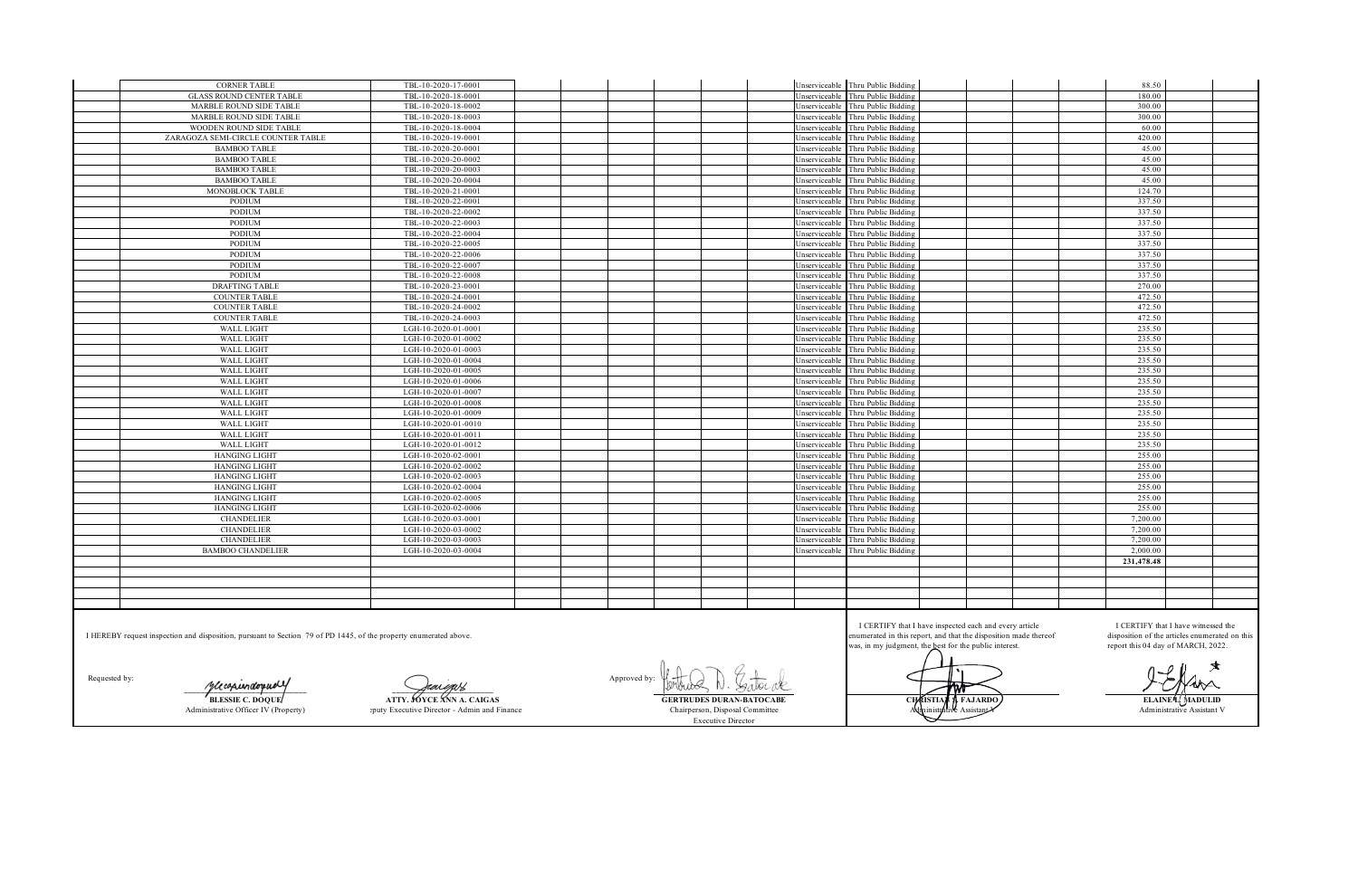| | | | | | | | | | | | | | | | | |
|---|---|---|---|---|---|---|---|---|---|---|---|---|---|---|---|---|
| | CORNER TABLE | TBL-10-2020-17-0001 | | | | | | | Unserviceable | Thru Public Bidding | | | | | 88.50 | | |
| | GLASS ROUND CENTER TABLE | TBL-10-2020-18-0001 | | | | | | | Unserviceable | Thru Public Bidding | | | | | 180.00 | | |
| | MARBLE ROUND SIDE TABLE | TBL-10-2020-18-0002 | | | | | | | Unserviceable | Thru Public Bidding | | | | | 300.00 | | |
| | MARBLE ROUND SIDE TABLE | TBL-10-2020-18-0003 | | | | | | | Unserviceable | Thru Public Bidding | | | | | 300.00 | | |
| | WOODEN ROUND SIDE TABLE | TBL-10-2020-18-0004 | | | | | | | Unserviceable | Thru Public Bidding | | | | | 60.00 | | |
| | ZARAGOZA SEMI-CIRCLE COUNTER TABLE | TBL-10-2020-19-0001 | | | | | | | Unserviceable | Thru Public Bidding | | | | | 420.00 | | |
| | BAMBOO TABLE | TBL-10-2020-20-0001 | | | | | | | Unserviceable | Thru Public Bidding | | | | | 45.00 | | |
| | BAMBOO TABLE | TBL-10-2020-20-0002 | | | | | | | Unserviceable | Thru Public Bidding | | | | | 45.00 | | |
| | BAMBOO TABLE | TBL-10-2020-20-0003 | | | | | | | Unserviceable | Thru Public Bidding | | | | | 45.00 | | |
| | BAMBOO TABLE | TBL-10-2020-20-0004 | | | | | | | Unserviceable | Thru Public Bidding | | | | | 45.00 | | |
| | MONOBLOCK TABLE | TBL-10-2020-21-0001 | | | | | | | Unserviceable | Thru Public Bidding | | | | | 124.70 | | |
| | PODIUM | TBL-10-2020-22-0001 | | | | | | | Unserviceable | Thru Public Bidding | | | | | 337.50 | | |
| | PODIUM | TBL-10-2020-22-0002 | | | | | | | Unserviceable | Thru Public Bidding | | | | | 337.50 | | |
| | PODIUM | TBL-10-2020-22-0003 | | | | | | | Unserviceable | Thru Public Bidding | | | | | 337.50 | | |
| | PODIUM | TBL-10-2020-22-0004 | | | | | | | Unserviceable | Thru Public Bidding | | | | | 337.50 | | |
| | PODIUM | TBL-10-2020-22-0005 | | | | | | | Unserviceable | Thru Public Bidding | | | | | 337.50 | | |
| | PODIUM | TBL-10-2020-22-0006 | | | | | | | Unserviceable | Thru Public Bidding | | | | | 337.50 | | |
| | PODIUM | TBL-10-2020-22-0007 | | | | | | | Unserviceable | Thru Public Bidding | | | | | 337.50 | | |
| | PODIUM | TBL-10-2020-22-0008 | | | | | | | Unserviceable | Thru Public Bidding | | | | | 337.50 | | |
| | DRAFTING TABLE | TBL-10-2020-23-0001 | | | | | | | Unserviceable | Thru Public Bidding | | | | | 270.00 | | |
| | COUNTER TABLE | TBL-10-2020-24-0001 | | | | | | | Unserviceable | Thru Public Bidding | | | | | 472.50 | | |
| | COUNTER TABLE | TBL-10-2020-24-0002 | | | | | | | Unserviceable | Thru Public Bidding | | | | | 472.50 | | |
| | COUNTER TABLE | TBL-10-2020-24-0003 | | | | | | | Unserviceable | Thru Public Bidding | | | | | 472.50 | | |
| | WALL LIGHT | LGH-10-2020-01-0001 | | | | | | | Unserviceable | Thru Public Bidding | | | | | 235.50 | | |
| | WALL LIGHT | LGH-10-2020-01-0002 | | | | | | | Unserviceable | Thru Public Bidding | | | | | 235.50 | | |
| | WALL LIGHT | LGH-10-2020-01-0003 | | | | | | | Unserviceable | Thru Public Bidding | | | | | 235.50 | | |
| | WALL LIGHT | LGH-10-2020-01-0004 | | | | | | | Unserviceable | Thru Public Bidding | | | | | 235.50 | | |
| | WALL LIGHT | LGH-10-2020-01-0005 | | | | | | | Unserviceable | Thru Public Bidding | | | | | 235.50 | | |
| | WALL LIGHT | LGH-10-2020-01-0006 | | | | | | | Unserviceable | Thru Public Bidding | | | | | 235.50 | | |
| | WALL LIGHT | LGH-10-2020-01-0007 | | | | | | | Unserviceable | Thru Public Bidding | | | | | 235.50 | | |
| | WALL LIGHT | LGH-10-2020-01-0008 | | | | | | | Unserviceable | Thru Public Bidding | | | | | 235.50 | | |
| | WALL LIGHT | LGH-10-2020-01-0009 | | | | | | | Unserviceable | Thru Public Bidding | | | | | 235.50 | | |
| | WALL LIGHT | LGH-10-2020-01-0010 | | | | | | | Unserviceable | Thru Public Bidding | | | | | 235.50 | | |
| | WALL LIGHT | LGH-10-2020-01-0011 | | | | | | | Unserviceable | Thru Public Bidding | | | | | 235.50 | | |
| | WALL LIGHT | LGH-10-2020-01-0012 | | | | | | | Unserviceable | Thru Public Bidding | | | | | 235.50 | | |
| | HANGING LIGHT | LGH-10-2020-02-0001 | | | | | | | Unserviceable | Thru Public Bidding | | | | | 255.00 | | |
| | HANGING LIGHT | LGH-10-2020-02-0002 | | | | | | | Unserviceable | Thru Public Bidding | | | | | 255.00 | | |
| | HANGING LIGHT | LGH-10-2020-02-0003 | | | | | | | Unserviceable | Thru Public Bidding | | | | | 255.00 | | |
| | HANGING LIGHT | LGH-10-2020-02-0004 | | | | | | | Unserviceable | Thru Public Bidding | | | | | 255.00 | | |
| | HANGING LIGHT | LGH-10-2020-02-0005 | | | | | | | Unserviceable | Thru Public Bidding | | | | | 255.00 | | |
| | HANGING LIGHT | LGH-10-2020-02-0006 | | | | | | | Unserviceable | Thru Public Bidding | | | | | 255.00 | | |
| | CHANDELIER | LGH-10-2020-03-0001 | | | | | | | Unserviceable | Thru Public Bidding | | | | | 7,200.00 | | |
| | CHANDELIER | LGH-10-2020-03-0002 | | | | | | | Unserviceable | Thru Public Bidding | | | | | 7,200.00 | | |
| | CHANDELIER | LGH-10-2020-03-0003 | | | | | | | Unserviceable | Thru Public Bidding | | | | | 7,200.00 | | |
| | BAMBOO CHANDELIER | LGH-10-2020-03-0004 | | | | | | | Unserviceable | Thru Public Bidding | | | | | 2,000.00 | | |
| | | | | | | | | | | | | | | | **231,478.48** | | |

I HEREBY request inspection and disposition, pursuant to Section 79 of PD 1445, of the property enumerated above.

I CERTIFY that I have inspected each and every article enumerated in this report, and that the disposition made thereof was, in my judgment, the best for the public interest.

I CERTIFY that I have witnessed the disposition of the articles enumerated on this report this 04 day of MARCH, 2022.

Requested by:

**BLESSIE C. DOQUE**
Administrative Officer IV (Property)

**ATTY. JOYCE ANN A. CAIGAS**
Deputy Executive Director - Admin and Finance

Approved by:

**GERTRUDES DURAN-BATOCABE**
Chairperson, Disposal Committee
Executive Director

**CHRISTIAN B. FAJARDO**
Administrative Assistant V

**ELAINE L. MADULID**
Administrative Assistant V